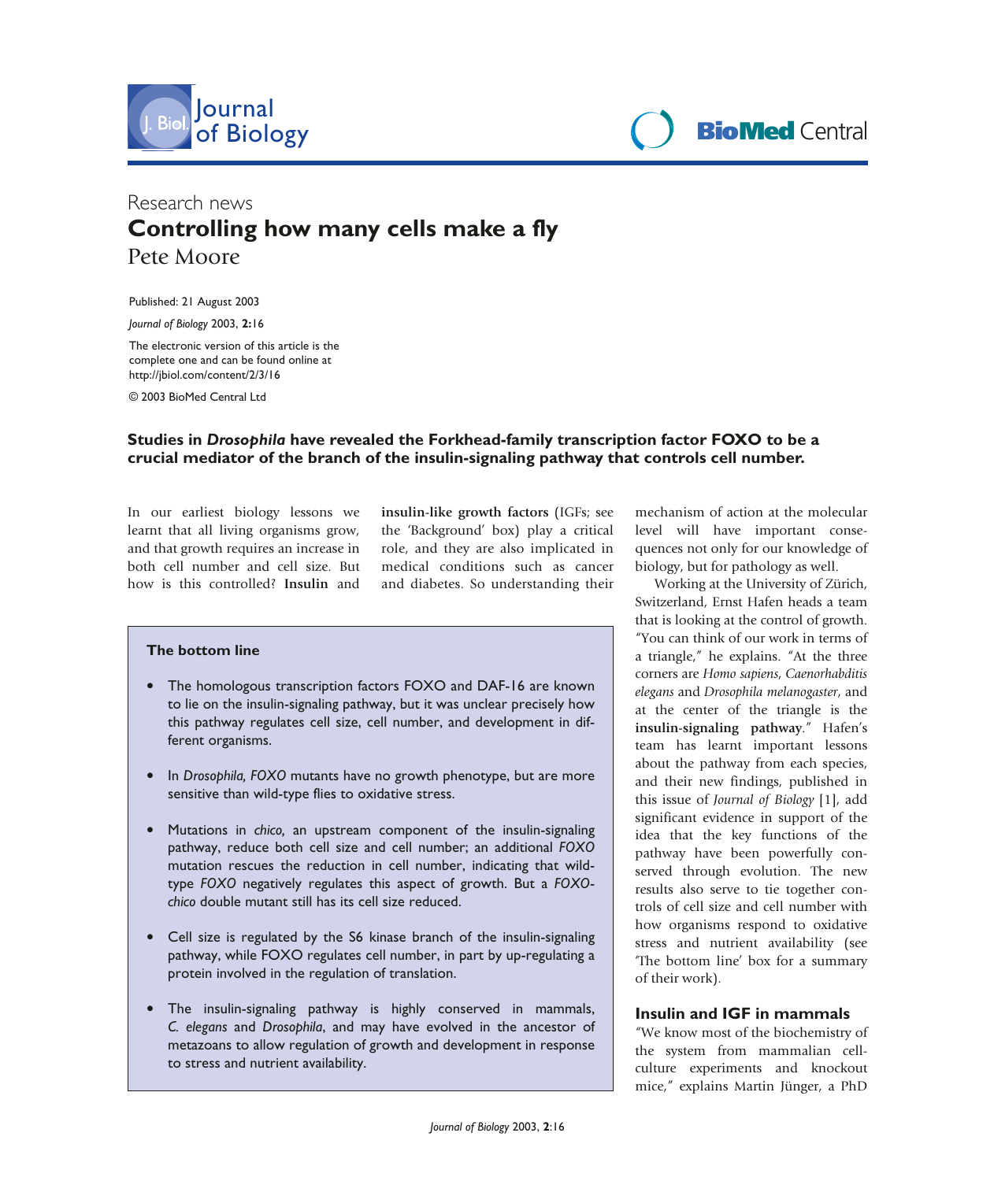Research news

# Controlling how many cells make a fly

Pete Moore

Published: 21 August 2003

*Journal of Biology* 2003, **2**:16

The electronic version of this article is the complete one and can be found online at http://jbiol.com/content/2/3/16

© 2003 BioMed Central Ltd

**Studies in *Drosophila* have revealed the Forkhead-family transcription factor FOXO to be a crucial mediator of the branch of the insulin-signaling pathway that controls cell number.**

In our earliest biology lessons we learnt that all living organisms grow, and that growth requires an increase in both cell number and cell size. But how is this controlled? **Insulin** and **insulin-like growth factors** (IGFs; see the 'Background' box) play a critical role, and they are also implicated in medical conditions such as cancer and diabetes. So understanding their mechanism of action at the molecular level will have important consequences not only for our knowledge of biology, but for pathology as well.

Working at the University of Zürich, Switzerland, Ernst Hafen heads a team that is looking at the control of growth. "You can think of our work in terms of a triangle," he explains. "At the three corners are *Homo sapiens*, *Caenorhabditis elegans* and *Drosophila melanogaster*, and at the center of the triangle is the **insulin-signaling pathway**." Hafen's team has learnt important lessons about the pathway from each species, and their new findings, published in this issue of *Journal of Biology* [1], add significant evidence in support of the idea that the key functions of the pathway have been powerfully conserved through evolution. The new results also serve to tie together controls of cell size and cell number with how organisms respond to oxidative stress and nutrient availability (see 'The bottom line' box for a summary of their work).

### The bottom line

- The homologous transcription factors FOXO and DAF-16 are known to lie on the insulin-signaling pathway, but it was unclear precisely how this pathway regulates cell size, cell number, and development in different organisms.
- In *Drosophila*, *FOXO* mutants have no growth phenotype, but are more sensitive than wild-type flies to oxidative stress.
- Mutations in *chico*, an upstream component of the insulin-signaling pathway, reduce both cell size and cell number; an additional *FOXO* mutation rescues the reduction in cell number, indicating that wild-type *FOXO* negatively regulates this aspect of growth. But a *FOXO-chico* double mutant still has its cell size reduced.
- Cell size is regulated by the S6 kinase branch of the insulin-signaling pathway, while FOXO regulates cell number, in part by up-regulating a protein involved in the regulation of translation.
- The insulin-signaling pathway is highly conserved in mammals, *C. elegans* and *Drosophila*, and may have evolved in the ancestor of metazoans to allow regulation of growth and development in response to stress and nutrient availability.

## Insulin and IGF in mammals

"We know most of the biochemistry of the system from mammalian cell-culture experiments and knockout mice," explains Martin Jünger, a PhD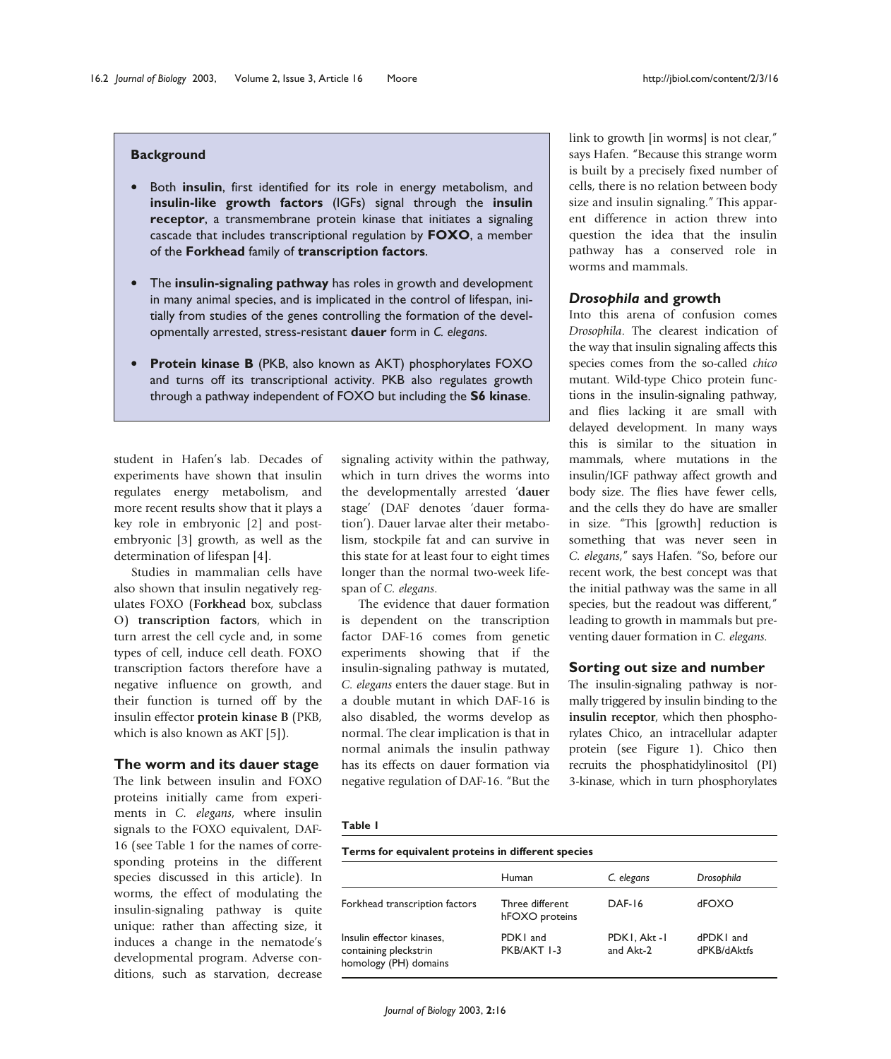## Background

- Both **insulin**, first identified for its role in energy metabolism, and **insulin-like growth factors** (IGFs) signal through the **insulin receptor**, a transmembrane protein kinase that initiates a signaling cascade that includes transcriptional regulation by **FOXO**, a member of the **Forkhead** family of **transcription factors**.
- The **insulin-signaling pathway** has roles in growth and development in many animal species, and is implicated in the control of lifespan, initially from studies of the genes controlling the formation of the developmentally arrested, stress-resistant **dauer** form in *C. elegans*.
- **Protein kinase B** (PKB, also known as AKT) phosphorylates FOXO and turns off its transcriptional activity. PKB also regulates growth through a pathway independent of FOXO but including the **S6 kinase**.

student in Hafen's lab. Decades of experiments have shown that insulin regulates energy metabolism, and more recent results show that it plays a key role in embryonic [2] and post-embryonic [3] growth, as well as the determination of lifespan [4].

Studies in mammalian cells have also shown that insulin negatively regulates FOXO (**Forkhead** box, subclass O) **transcription factors**, which in turn arrest the cell cycle and, in some types of cell, induce cell death. FOXO transcription factors therefore have a negative influence on growth, and their function is turned off by the insulin effector **protein kinase B** (PKB, which is also known as AKT [5]).

### The worm and its dauer stage

The link between insulin and FOXO proteins initially came from experiments in *C. elegans*, where insulin signals to the FOXO equivalent, DAF-16 (see Table 1 for the names of corresponding proteins in the different species discussed in this article). In worms, the effect of modulating the insulin-signaling pathway is quite unique: rather than affecting size, it induces a change in the nematode's developmental program. Adverse conditions, such as starvation, decrease signaling activity within the pathway, which in turn drives the worms into the developmentally arrested '**dauer** stage' (DAF denotes 'dauer formation'). Dauer larvae alter their metabolism, stockpile fat and can survive in this state for at least four to eight times longer than the normal two-week lifespan of *C. elegans*.

The evidence that dauer formation is dependent on the transcription factor DAF-16 comes from genetic experiments showing that if the insulin-signaling pathway is mutated, *C. elegans* enters the dauer stage. But in a double mutant in which DAF-16 is also disabled, the worms develop as normal. The clear implication is that in normal animals the insulin pathway has its effects on dauer formation via negative regulation of DAF-16. "But the link to growth [in worms] is not clear," says Hafen. "Because this strange worm is built by a precisely fixed number of cells, there is no relation between body size and insulin signaling." This apparent difference in action threw into question the idea that the insulin pathway has a conserved role in worms and mammals.

### *Drosophila* and growth

Into this arena of confusion comes *Drosophila*. The clearest indication of the way that insulin signaling affects this species comes from the so-called *chico* mutant. Wild-type Chico protein functions in the insulin-signaling pathway, and flies lacking it are small with delayed development. In many ways this is similar to the situation in mammals, where mutations in the insulin/IGF pathway affect growth and body size. The flies have fewer cells, and the cells they do have are smaller in size. "This [growth] reduction is something that was never seen in *C. elegans*," says Hafen. "So, before our recent work, the best concept was that the initial pathway was the same in all species, but the readout was different," leading to growth in mammals but preventing dauer formation in *C. elegans.*

### Sorting out size and number

The insulin-signaling pathway is normally triggered by insulin binding to the **insulin receptor**, which then phosphorylates Chico, an intracellular adapter protein (see Figure 1). Chico then recruits the phosphatidylinositol (PI) 3-kinase, which in turn phosphorylates

**Table 1**

**Terms for equivalent proteins in different species**

| | Human | *C. elegans* | *Drosophila* |
|---|---|---|---|
| Forkhead transcription factors | Three different hFOXO proteins | DAF-16 | dFOXO |
| Insulin effector kinases, containing pleckstrin homology (PH) domains | PDK1 and PKB/AKT 1-3 | PDK1, Akt-1 and Akt-2 | dPDK1 and dPKB/dAktfs |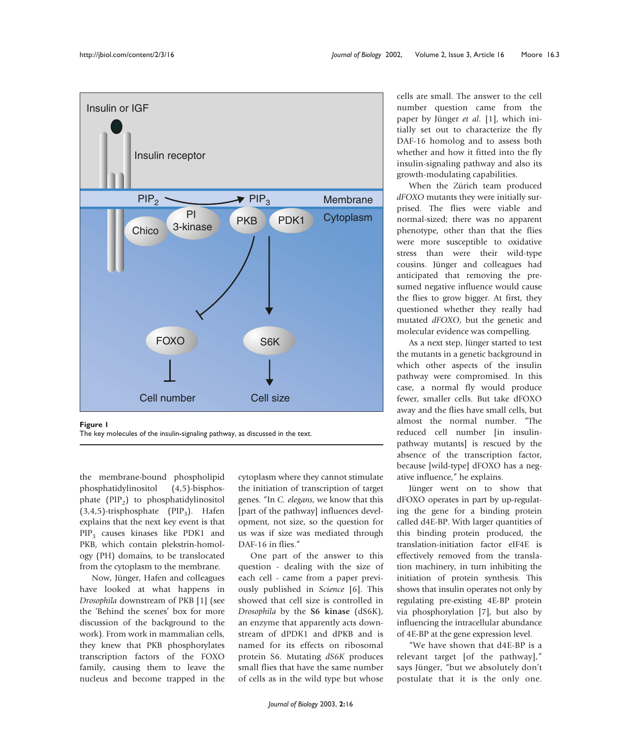Insulin or IGF

Insulin receptor

$PIP_2$

$PIP_3$

Membrane

Cytoplasm

Chico

PI 3-kinase

PKB

PDK1

FOXO

S6K

Cell number

Cell size

**Figure 1**
The key molecules of the insulin-signaling pathway, as discussed in the text.

the membrane-bound phospholipid phosphatidylinositol (4,5)-bisphosphate ($PIP_2$) to phosphatidylinositol (3,4,5)-trisphosphate ($PIP_3$). Hafen explains that the next key event is that $PIP_3$ causes kinases like PDK1 and PKB, which contain plekstrin-homology (PH) domains, to be translocated from the cytoplasm to the membrane.

Now, Jünger, Hafen and colleagues have looked at what happens in *Drosophila* downstream of PKB [1] (see the 'Behind the scenes' box for more discussion of the background to the work). From work in mammalian cells, they knew that PKB phosphorylates transcription factors of the FOXO family, causing them to leave the nucleus and become trapped in the cytoplasm where they cannot stimulate the initiation of transcription of target genes. "In *C. elegans*, we know that this [part of the pathway] influences development, not size, so the question for us was if size was mediated through DAF-16 in flies."

One part of the answer to this question - dealing with the size of each cell - came from a paper previously published in *Science* [6]. This showed that cell size is controlled in *Drosophila* by the **S6 kinase** (dS6K), an enzyme that apparently acts downstream of dPDK1 and dPKB and is named for its effects on ribosomal protein S6. Mutating *dS6K* produces small flies that have the same number of cells as in the wild type but whose cells are small. The answer to the cell number question came from the paper by Jünger *et al.* [1], which initially set out to characterize the fly DAF-16 homolog and to assess both whether and how it fitted into the fly insulin-signaling pathway and also its growth-modulating capabilities.

When the Zürich team produced *dFOXO* mutants they were initially surprised. The flies were viable and normal-sized; there was no apparent phenotype, other than that the flies were more susceptible to oxidative stress than were their wild-type cousins. Jünger and colleagues had anticipated that removing the presumed negative influence would cause the flies to grow bigger. At first, they questioned whether they really had mutated *dFOXO*, but the genetic and molecular evidence was compelling.

As a next step, Jünger started to test the mutants in a genetic background in which other aspects of the insulin pathway were compromised. In this case, a normal fly would produce fewer, smaller cells. But take dFOXO away and the flies have small cells, but almost the normal number. "The reduced cell number [in insulin-pathway mutants] is rescued by the absence of the transcription factor, because [wild-type] dFOXO has a negative influence," he explains.

Jünger went on to show that dFOXO operates in part by up-regulating the gene for a binding protein called d4E-BP. With larger quantities of this binding protein produced, the translation-initiation factor eIF4E is effectively removed from the translation machinery, in turn inhibiting the initiation of protein synthesis. This shows that insulin operates not only by regulating pre-existing 4E-BP protein via phosphorylation [7], but also by influencing the intracellular abundance of 4E-BP at the gene expression level.

"We have shown that d4E-BP is a relevant target [of the pathway]," says Jünger, "but we absolutely don't postulate that it is the only one.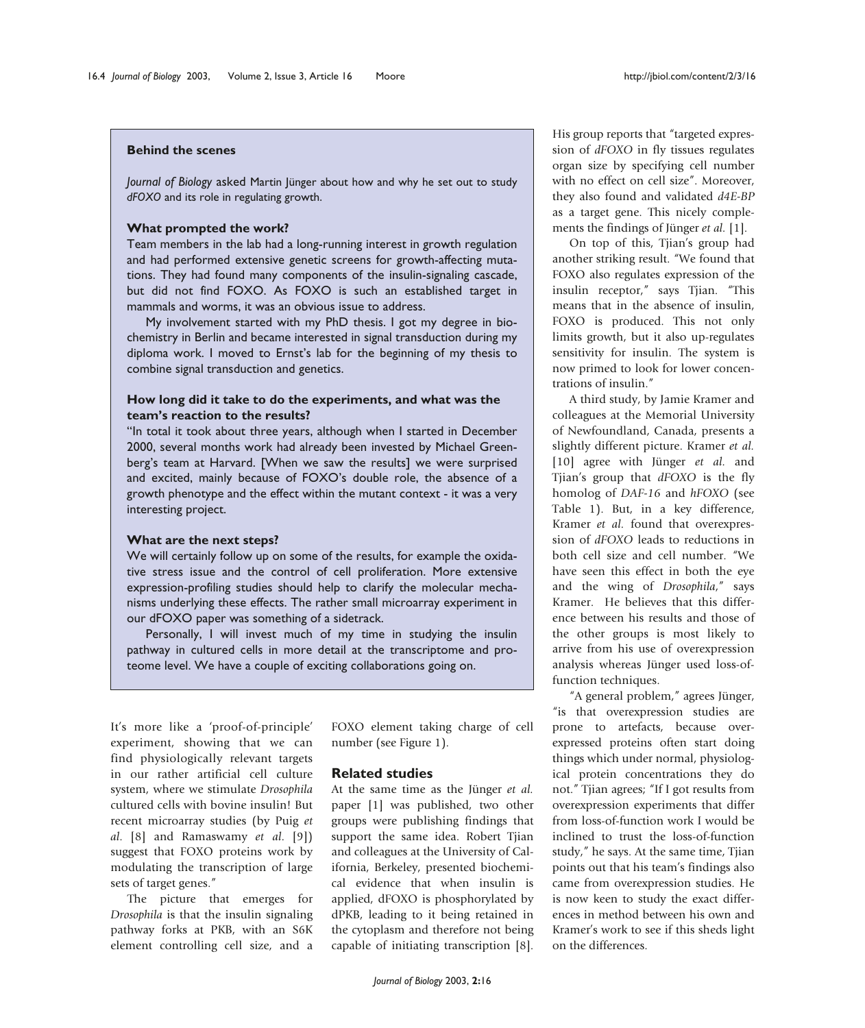### Behind the scenes

*Journal of Biology* asked Martin Jünger about how and why he set out to study *dFOXO* and its role in regulating growth.

**What prompted the work?**

Team members in the lab had a long-running interest in growth regulation and had performed extensive genetic screens for growth-affecting mutations. They had found many components of the insulin-signaling cascade, but did not find FOXO. As FOXO is such an established target in mammals and worms, it was an obvious issue to address.

My involvement started with my PhD thesis. I got my degree in biochemistry in Berlin and became interested in signal transduction during my diploma work. I moved to Ernst's lab for the beginning of my thesis to combine signal transduction and genetics.

**How long did it take to do the experiments, and what was the team's reaction to the results?**

"In total it took about three years, although when I started in December 2000, several months work had already been invested by Michael Greenberg's team at Harvard. [When we saw the results] we were surprised and excited, mainly because of FOXO's double role, the absence of a growth phenotype and the effect within the mutant context - it was a very interesting project.

**What are the next steps?**

We will certainly follow up on some of the results, for example the oxidative stress issue and the control of cell proliferation. More extensive expression-profiling studies should help to clarify the molecular mechanisms underlying these effects. The rather small microarray experiment in our dFOXO paper was something of a sidetrack.

Personally, I will invest much of my time in studying the insulin pathway in cultured cells in more detail at the transcriptome and proteome level. We have a couple of exciting collaborations going on.

It's more like a 'proof-of-principle' experiment, showing that we can find physiologically relevant targets in our rather artificial cell culture system, where we stimulate *Drosophila* cultured cells with bovine insulin! But recent microarray studies (by Puig *et al.* [8] and Ramaswamy *et al.* [9]) suggest that FOXO proteins work by modulating the transcription of large sets of target genes."

The picture that emerges for *Drosophila* is that the insulin signaling pathway forks at PKB, with an S6K element controlling cell size, and a FOXO element taking charge of cell number (see Figure 1).

## Related studies

At the same time as the Jünger *et al.* paper [1] was published, two other groups were publishing findings that support the same idea. Robert Tjian and colleagues at the University of California, Berkeley, presented biochemical evidence that when insulin is applied, dFOXO is phosphorylated by dPKB, leading to it being retained in the cytoplasm and therefore not being capable of initiating transcription [8]. His group reports that "targeted expression of *dFOXO* in fly tissues regulates organ size by specifying cell number with no effect on cell size". Moreover, they also found and validated *d4E-BP* as a target gene. This nicely complements the findings of Jünger *et al.* [1].

On top of this, Tjian's group had another striking result. "We found that FOXO also regulates expression of the insulin receptor," says Tjian. "This means that in the absence of insulin, FOXO is produced. This not only limits growth, but it also up-regulates sensitivity for insulin. The system is now primed to look for lower concentrations of insulin."

A third study, by Jamie Kramer and colleagues at the Memorial University of Newfoundland, Canada, presents a slightly different picture. Kramer *et al.* [10] agree with Jünger *et al.* and Tjian's group that *dFOXO* is the fly homolog of *DAF-16* and *hFOXO* (see Table 1). But, in a key difference, Kramer *et al.* found that overexpression of *dFOXO* leads to reductions in both cell size and cell number. "We have seen this effect in both the eye and the wing of *Drosophila*," says Kramer. He believes that this difference between his results and those of the other groups is most likely to arrive from his use of overexpression analysis whereas Jünger used loss-of-function techniques.

"A general problem," agrees Jünger, "is that overexpression studies are prone to artefacts, because overexpressed proteins often start doing things which under normal, physiological protein concentrations they do not." Tjian agrees; "If I got results from overexpression experiments that differ from loss-of-function work I would be inclined to trust the loss-of-function study," he says. At the same time, Tjian points out that his team's findings also came from overexpression studies. He is now keen to study the exact differences in method between his own and Kramer's work to see if this sheds light on the differences.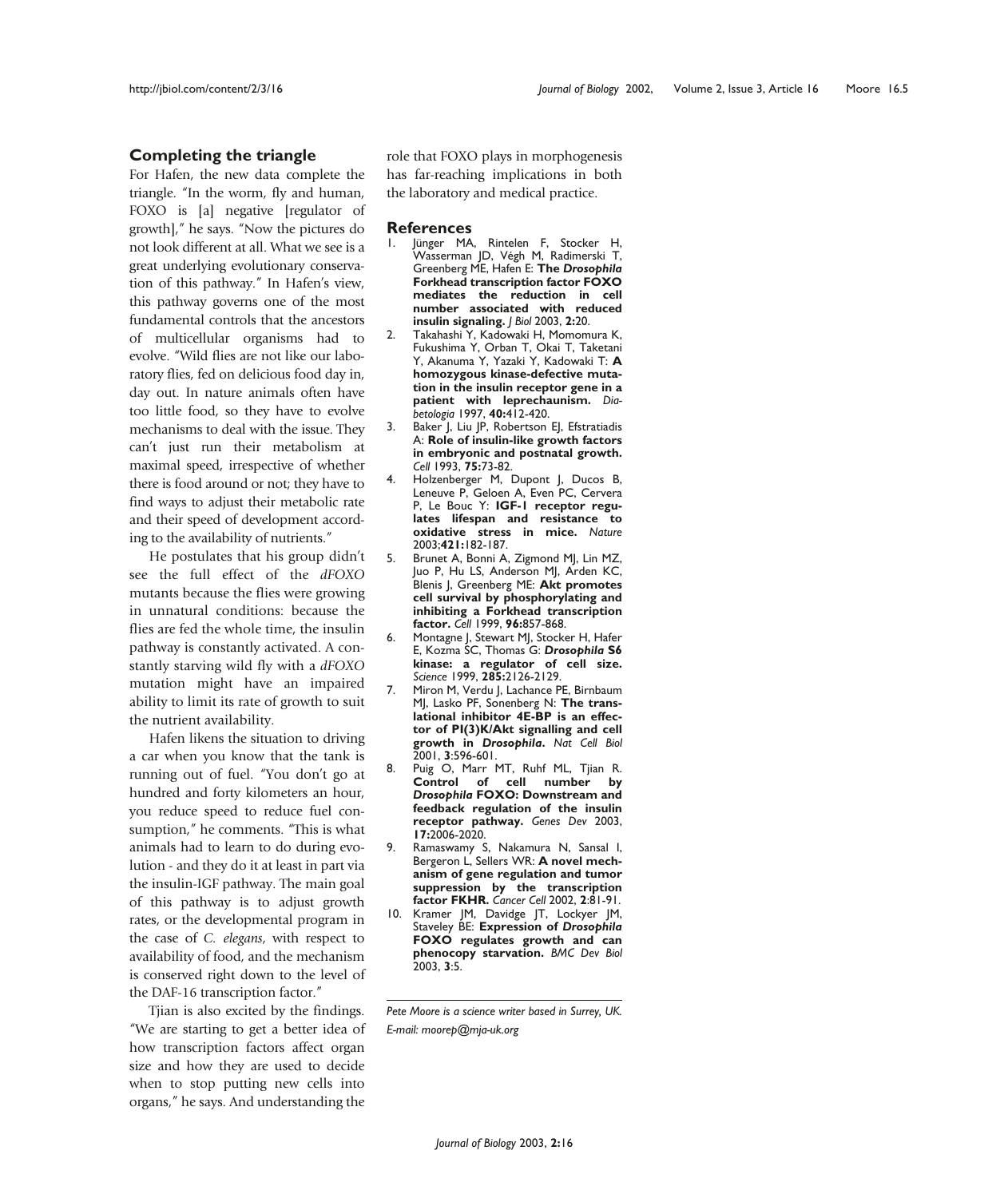## Completing the triangle

For Hafen, the new data complete the triangle. "In the worm, fly and human, FOXO is [a] negative [regulator of growth]," he says. "Now the pictures do not look different at all. What we see is a great underlying evolutionary conservation of this pathway." In Hafen's view, this pathway governs one of the most fundamental controls that the ancestors of multicellular organisms had to evolve. "Wild flies are not like our laboratory flies, fed on delicious food day in, day out. In nature animals often have too little food, so they have to evolve mechanisms to deal with the issue. They can't just run their metabolism at maximal speed, irrespective of whether there is food around or not; they have to find ways to adjust their metabolic rate and their speed of development according to the availability of nutrients."

He postulates that his group didn't see the full effect of the *dFOXO* mutants because the flies were growing in unnatural conditions: because the flies are fed the whole time, the insulin pathway is constantly activated. A constantly starving wild fly with a *dFOXO* mutation might have an impaired ability to limit its rate of growth to suit the nutrient availability.

Hafen likens the situation to driving a car when you know that the tank is running out of fuel. "You don't go at hundred and forty kilometers an hour, you reduce speed to reduce fuel consumption," he comments. "This is what animals had to learn to do during evolution - and they do it at least in part via the insulin-IGF pathway. The main goal of this pathway is to adjust growth rates, or the developmental program in the case of *C. elegans*, with respect to availability of food, and the mechanism is conserved right down to the level of the DAF-16 transcription factor."

Tjian is also excited by the findings. "We are starting to get a better idea of how transcription factors affect organ size and how they are used to decide when to stop putting new cells into organs," he says. And understanding the role that FOXO plays in morphogenesis has far-reaching implications in both the laboratory and medical practice.

## References

1. Jünger MA, Rintelen F, Stocker H, Wasserman JD, Végh M, Radimerski T, Greenberg ME, Hafen E: **The *Drosophila* Forkhead transcription factor FOXO mediates the reduction in cell number associated with reduced insulin signaling.** *J Biol* 2003, **2:**20.
2. Takahashi Y, Kadowaki H, Momomura K, Fukushima Y, Orban T, Okai T, Taketani Y, Akanuma Y, Yazaki Y, Kadowaki T: **A homozygous kinase-defective mutation in the insulin receptor gene in a patient with leprechaunism.** *Diabetologia* 1997, **40:**412-420.
3. Baker J, Liu JP, Robertson EJ, Efstratiadis A: **Role of insulin-like growth factors in embryonic and postnatal growth.** *Cell* 1993, **75:**73-82.
4. Holzenberger M, Dupont J, Ducos B, Leneuve P, Geloen A, Even PC, Cervera P, Le Bouc Y: **IGF-1 receptor regulates lifespan and resistance to oxidative stress in mice.** *Nature* 2003;**421:**182-187.
5. Brunet A, Bonni A, Zigmond MJ, Lin MZ, Juo P, Hu LS, Anderson MJ, Arden KC, Blenis J, Greenberg ME: **Akt promotes cell survival by phosphorylating and inhibiting a Forkhead transcription factor.** *Cell* 1999, **96:**857-868.
6. Montagne J, Stewart MJ, Stocker H, Hafer E, Kozma SC, Thomas G: ***Drosophila* S6 kinase: a regulator of cell size.** *Science* 1999, **285:**2126-2129.
7. Miron M, Verdu J, Lachance PE, Birnbaum MJ, Lasko PF, Sonenberg N: **The translational inhibitor 4E-BP is an effector of PI(3)K/Akt signalling and cell growth in *Drosophila*.** *Nat Cell Biol* 2001, **3**:596-601.
8. Puig O, Marr MT, Ruhf ML, Tjian R. **Control of cell number by *Drosophila* FOXO: Downstream and feedback regulation of the insulin receptor pathway.** *Genes Dev* 2003, **17:**2006-2020.
9. Ramaswamy S, Nakamura N, Sansal I, Bergeron L, Sellers WR: **A novel mechanism of gene regulation and tumor suppression by the transcription factor FKHR.** *Cancer Cell* 2002, **2**:81-91.
10. Kramer JM, Davidge JT, Lockyer JM, Staveley BE: **Expression of *Drosophila* FOXO regulates growth and can phenocopy starvation.** *BMC Dev Biol* 2003, **3**:5.

---

*Pete Moore is a science writer based in Surrey, UK.*
*E-mail: moorep@mja-uk.org*